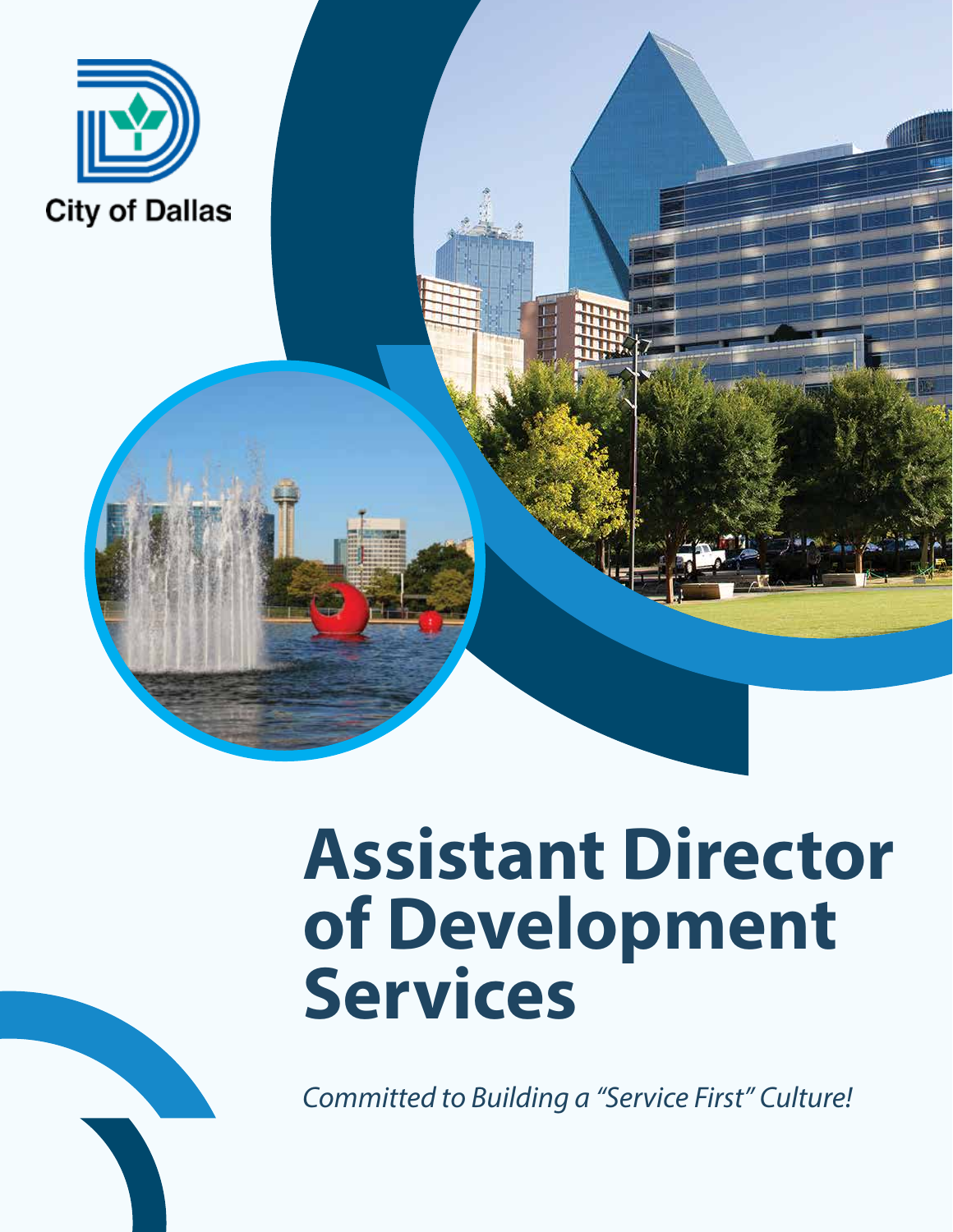City of Dallas

# Assistant Director of Development Services

*Committed to Building a "Service First" Culture!*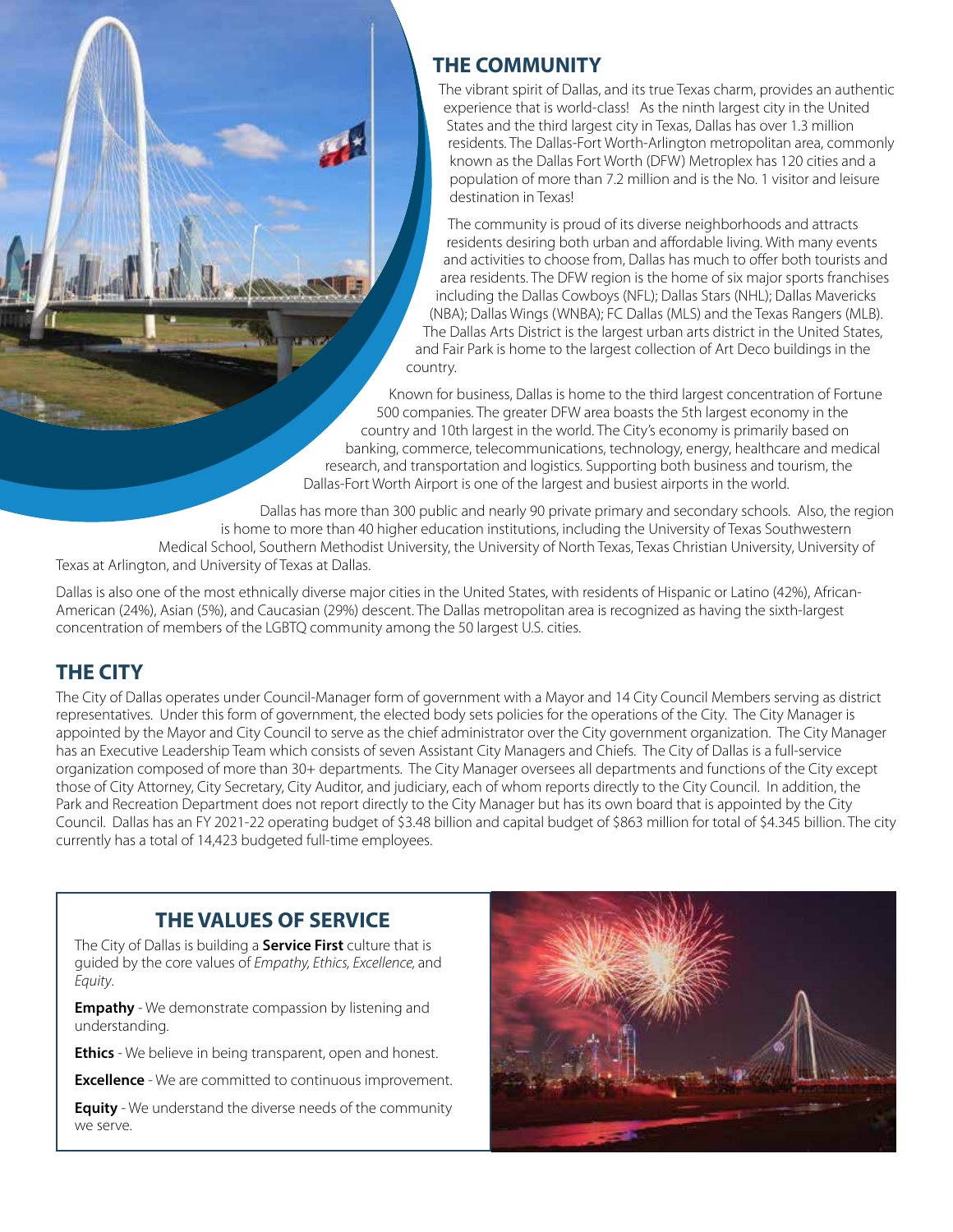## THE COMMUNITY

The vibrant spirit of Dallas, and its true Texas charm, provides an authentic experience that is world-class! As the ninth largest city in the United States and the third largest city in Texas, Dallas has over 1.3 million residents. The Dallas-Fort Worth-Arlington metropolitan area, commonly known as the Dallas Fort Worth (DFW) Metroplex has 120 cities and a population of more than 7.2 million and is the No. 1 visitor and leisure destination in Texas!

The community is proud of its diverse neighborhoods and attracts residents desiring both urban and affordable living. With many events and activities to choose from, Dallas has much to offer both tourists and area residents. The DFW region is the home of six major sports franchises including the Dallas Cowboys (NFL); Dallas Stars (NHL); Dallas Mavericks (NBA); Dallas Wings (WNBA); FC Dallas (MLS) and the Texas Rangers (MLB). The Dallas Arts District is the largest urban arts district in the United States, and Fair Park is home to the largest collection of Art Deco buildings in the country.

Known for business, Dallas is home to the third largest concentration of Fortune 500 companies. The greater DFW area boasts the 5th largest economy in the country and 10th largest in the world. The City's economy is primarily based on banking, commerce, telecommunications, technology, energy, healthcare and medical research, and transportation and logistics. Supporting both business and tourism, the Dallas-Fort Worth Airport is one of the largest and busiest airports in the world.

Dallas has more than 300 public and nearly 90 private primary and secondary schools. Also, the region is home to more than 40 higher education institutions, including the University of Texas Southwestern Medical School, Southern Methodist University, the University of North Texas, Texas Christian University, University of Texas at Arlington, and University of Texas at Dallas.

Dallas is also one of the most ethnically diverse major cities in the United States, with residents of Hispanic or Latino (42%), African-American (24%), Asian (5%), and Caucasian (29%) descent. The Dallas metropolitan area is recognized as having the sixth-largest concentration of members of the LGBTQ community among the 50 largest U.S. cities.

## THE CITY

The City of Dallas operates under Council-Manager form of government with a Mayor and 14 City Council Members serving as district representatives. Under this form of government, the elected body sets policies for the operations of the City. The City Manager is appointed by the Mayor and City Council to serve as the chief administrator over the City government organization. The City Manager has an Executive Leadership Team which consists of seven Assistant City Managers and Chiefs. The City of Dallas is a full-service organization composed of more than 30+ departments. The City Manager oversees all departments and functions of the City except those of City Attorney, City Secretary, City Auditor, and judiciary, each of whom reports directly to the City Council. In addition, the Park and Recreation Department does not report directly to the City Manager but has its own board that is appointed by the City Council. Dallas has an FY 2021-22 operating budget of $3.48 billion and capital budget of $863 million for total of $4.345 billion. The city currently has a total of 14,423 budgeted full-time employees.

## THE VALUES OF SERVICE

The City of Dallas is building a **Service First** culture that is guided by the core values of *Empathy, Ethics, Excellence,* and *Equity*.

**Empathy** - We demonstrate compassion by listening and understanding.

**Ethics** - We believe in being transparent, open and honest.

**Excellence** - We are committed to continuous improvement.

**Equity** - We understand the diverse needs of the community we serve.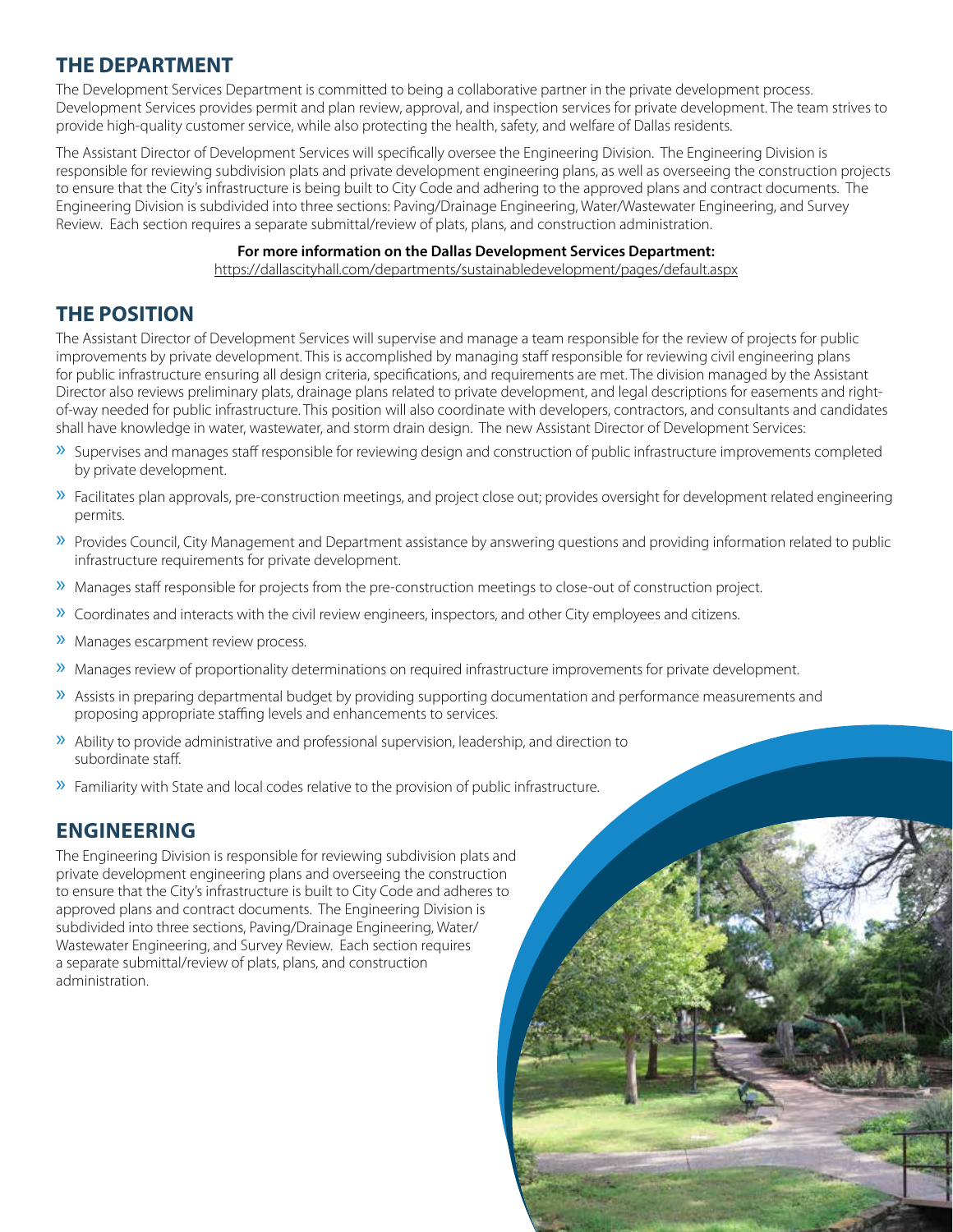## THE DEPARTMENT

The Development Services Department is committed to being a collaborative partner in the private development process. Development Services provides permit and plan review, approval, and inspection services for private development. The team strives to provide high-quality customer service, while also protecting the health, safety, and welfare of Dallas residents.

The Assistant Director of Development Services will specifically oversee the Engineering Division. The Engineering Division is responsible for reviewing subdivision plats and private development engineering plans, as well as overseeing the construction projects to ensure that the City's infrastructure is being built to City Code and adhering to the approved plans and contract documents. The Engineering Division is subdivided into three sections: Paving/Drainage Engineering, Water/Wastewater Engineering, and Survey Review. Each section requires a separate submittal/review of plats, plans, and construction administration.

**For more information on the Dallas Development Services Department:**
https://dallascityhall.com/departments/sustainabledevelopment/pages/default.aspx

## THE POSITION

The Assistant Director of Development Services will supervise and manage a team responsible for the review of projects for public improvements by private development. This is accomplished by managing staff responsible for reviewing civil engineering plans for public infrastructure ensuring all design criteria, specifications, and requirements are met. The division managed by the Assistant Director also reviews preliminary plats, drainage plans related to private development, and legal descriptions for easements and right-of-way needed for public infrastructure. This position will also coordinate with developers, contractors, and consultants and candidates shall have knowledge in water, wastewater, and storm drain design. The new Assistant Director of Development Services:

- Supervises and manages staff responsible for reviewing design and construction of public infrastructure improvements completed by private development.
- Facilitates plan approvals, pre-construction meetings, and project close out; provides oversight for development related engineering permits.
- Provides Council, City Management and Department assistance by answering questions and providing information related to public infrastructure requirements for private development.
- Manages staff responsible for projects from the pre-construction meetings to close-out of construction project.
- Coordinates and interacts with the civil review engineers, inspectors, and other City employees and citizens.
- Manages escarpment review process.
- Manages review of proportionality determinations on required infrastructure improvements for private development.
- Assists in preparing departmental budget by providing supporting documentation and performance measurements and proposing appropriate staffing levels and enhancements to services.
- Ability to provide administrative and professional supervision, leadership, and direction to subordinate staff.
- Familiarity with State and local codes relative to the provision of public infrastructure.

## ENGINEERING

The Engineering Division is responsible for reviewing subdivision plats and private development engineering plans and overseeing the construction to ensure that the City's infrastructure is built to City Code and adheres to approved plans and contract documents. The Engineering Division is subdivided into three sections, Paving/Drainage Engineering, Water/Wastewater Engineering, and Survey Review. Each section requires a separate submittal/review of plats, plans, and construction administration.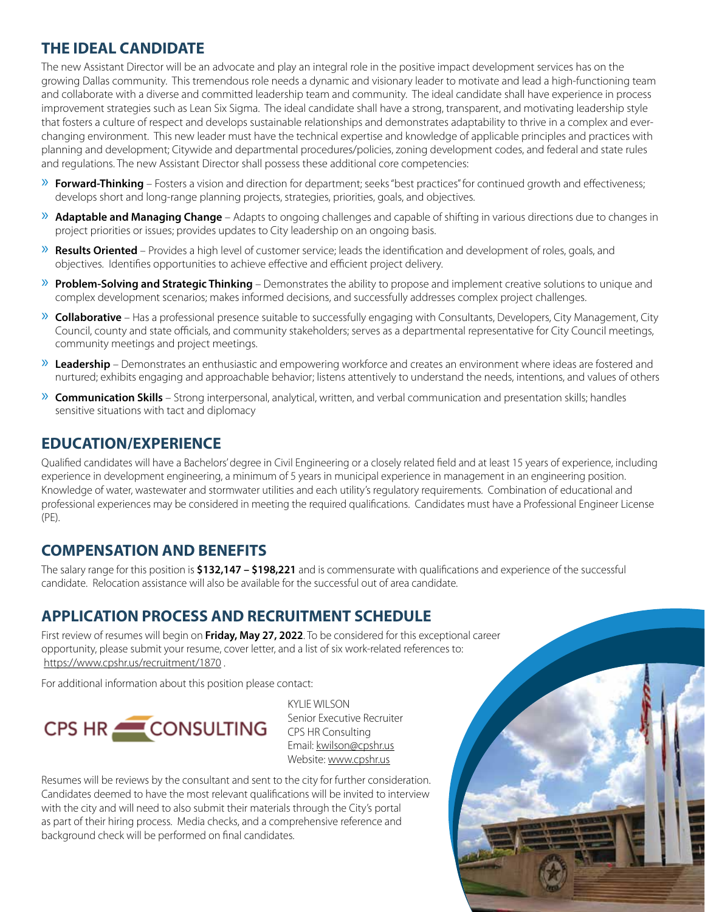## THE IDEAL CANDIDATE

The new Assistant Director will be an advocate and play an integral role in the positive impact development services has on the growing Dallas community. This tremendous role needs a dynamic and visionary leader to motivate and lead a high-functioning team and collaborate with a diverse and committed leadership team and community. The ideal candidate shall have experience in process improvement strategies such as Lean Six Sigma. The ideal candidate shall have a strong, transparent, and motivating leadership style that fosters a culture of respect and develops sustainable relationships and demonstrates adaptability to thrive in a complex and ever-changing environment. This new leader must have the technical expertise and knowledge of applicable principles and practices with planning and development; Citywide and departmental procedures/policies, zoning development codes, and federal and state rules and regulations. The new Assistant Director shall possess these additional core competencies:

- **Forward-Thinking** – Fosters a vision and direction for department; seeks "best practices" for continued growth and effectiveness; develops short and long-range planning projects, strategies, priorities, goals, and objectives.
- **Adaptable and Managing Change** – Adapts to ongoing challenges and capable of shifting in various directions due to changes in project priorities or issues; provides updates to City leadership on an ongoing basis.
- **Results Oriented** – Provides a high level of customer service; leads the identification and development of roles, goals, and objectives. Identifies opportunities to achieve effective and efficient project delivery.
- **Problem-Solving and Strategic Thinking** – Demonstrates the ability to propose and implement creative solutions to unique and complex development scenarios; makes informed decisions, and successfully addresses complex project challenges.
- **Collaborative** – Has a professional presence suitable to successfully engaging with Consultants, Developers, City Management, City Council, county and state officials, and community stakeholders; serves as a departmental representative for City Council meetings, community meetings and project meetings.
- **Leadership** – Demonstrates an enthusiastic and empowering workforce and creates an environment where ideas are fostered and nurtured; exhibits engaging and approachable behavior; listens attentively to understand the needs, intentions, and values of others
- **Communication Skills** – Strong interpersonal, analytical, written, and verbal communication and presentation skills; handles sensitive situations with tact and diplomacy

## EDUCATION/EXPERIENCE

Qualified candidates will have a Bachelors' degree in Civil Engineering or a closely related field and at least 15 years of experience, including experience in development engineering, a minimum of 5 years in municipal experience in management in an engineering position. Knowledge of water, wastewater and stormwater utilities and each utility's regulatory requirements. Combination of educational and professional experiences may be considered in meeting the required qualifications. Candidates must have a Professional Engineer License (PE).

## COMPENSATION AND BENEFITS

The salary range for this position is **$132,147 – $198,221** and is commensurate with qualifications and experience of the successful candidate. Relocation assistance will also be available for the successful out of area candidate.

## APPLICATION PROCESS AND RECRUITMENT SCHEDULE

First review of resumes will begin on **Friday, May 27, 2022**. To be considered for this exceptional career opportunity, please submit your resume, cover letter, and a list of six work-related references to: https://www.cpshr.us/recruitment/1870 .

For additional information about this position please contact:

CPS HR CONSULTING

KYLIE WILSON
Senior Executive Recruiter
CPS HR Consulting
Email: kwilson@cpshr.us
Website: www.cpshr.us

Resumes will be reviews by the consultant and sent to the city for further consideration. Candidates deemed to have the most relevant qualifications will be invited to interview with the city and will need to also submit their materials through the City's portal as part of their hiring process. Media checks, and a comprehensive reference and background check will be performed on final candidates.